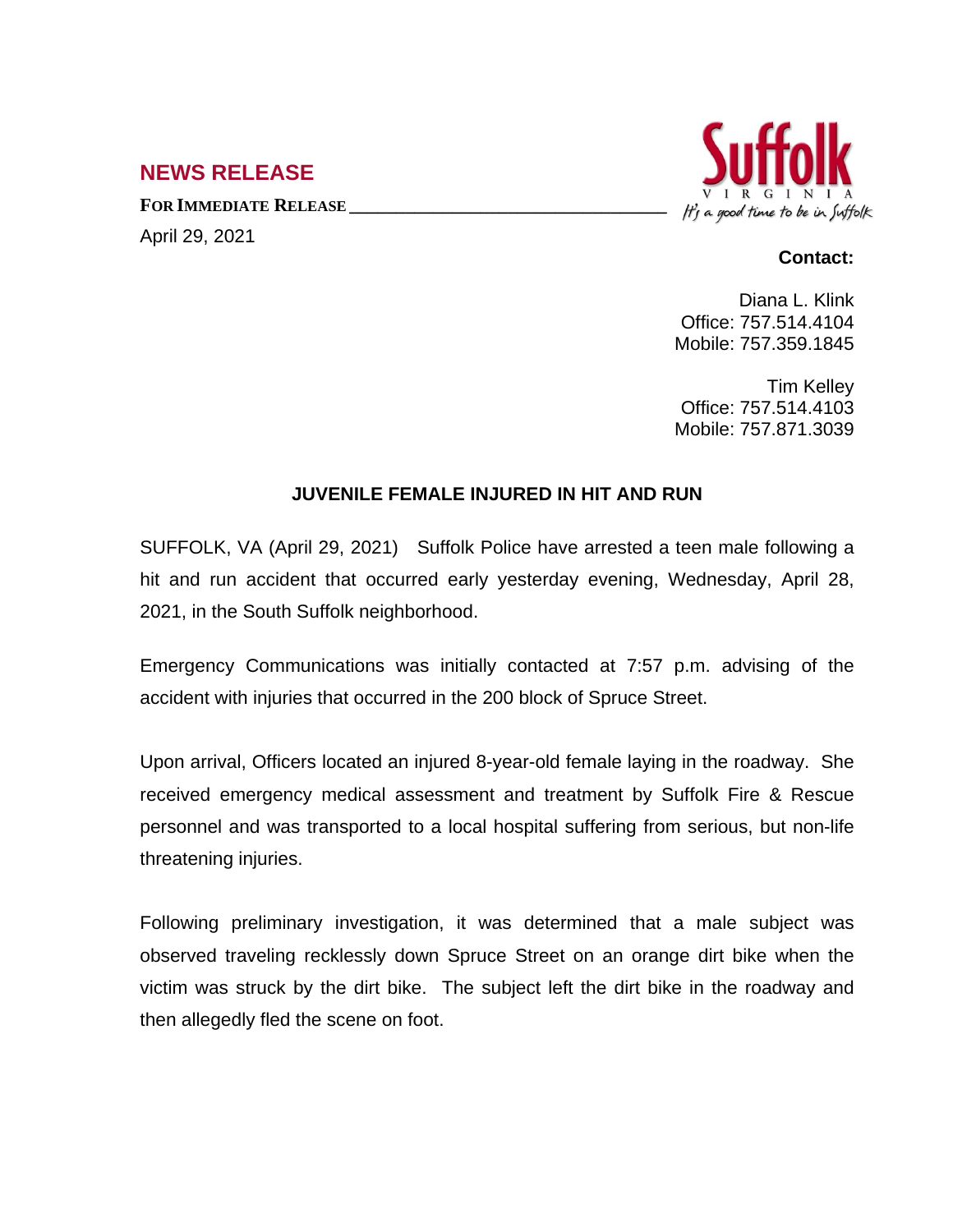## NEWS RELEASE

**FOR IMMEDIATE RELEASE**

April 29, 2021

Suffolk
VIRGINIA
*It's a good time to be in Suffolk*

**Contact:**

Diana L. Klink
Office: 757.514.4104
Mobile: 757.359.1845

Tim Kelley
Office: 757.514.4103
Mobile: 757.871.3039

**JUVENILE FEMALE INJURED IN HIT AND RUN**

SUFFOLK, VA (April 29, 2021) Suffolk Police have arrested a teen male following a hit and run accident that occurred early yesterday evening, Wednesday, April 28, 2021, in the South Suffolk neighborhood.

Emergency Communications was initially contacted at 7:57 p.m. advising of the accident with injuries that occurred in the 200 block of Spruce Street.

Upon arrival, Officers located an injured 8-year-old female laying in the roadway. She received emergency medical assessment and treatment by Suffolk Fire & Rescue personnel and was transported to a local hospital suffering from serious, but non-life threatening injuries.

Following preliminary investigation, it was determined that a male subject was observed traveling recklessly down Spruce Street on an orange dirt bike when the victim was struck by the dirt bike. The subject left the dirt bike in the roadway and then allegedly fled the scene on foot.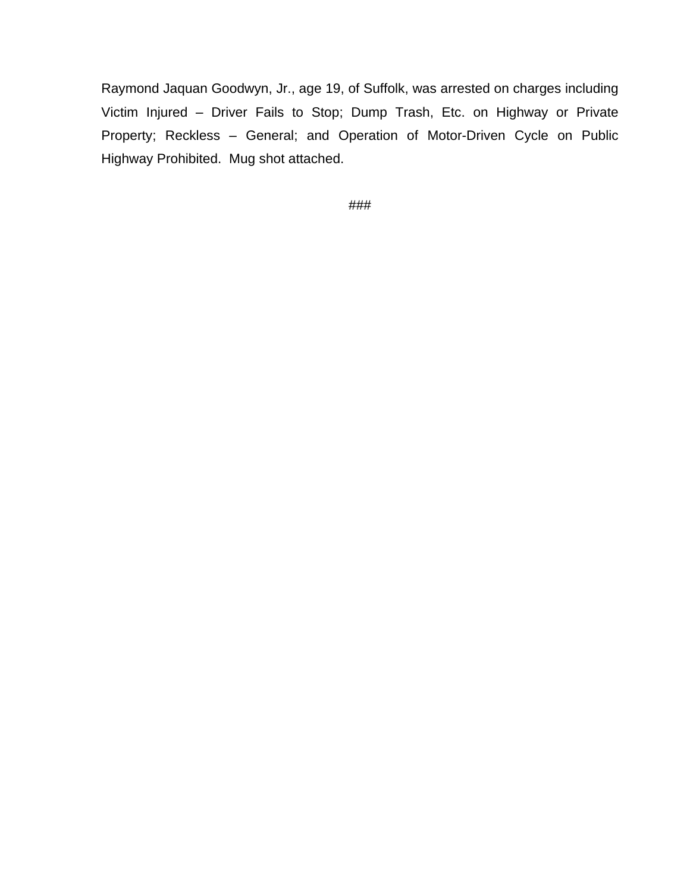Raymond Jaquan Goodwyn, Jr., age 19, of Suffolk, was arrested on charges including Victim Injured – Driver Fails to Stop; Dump Trash, Etc. on Highway or Private Property; Reckless – General; and Operation of Motor-Driven Cycle on Public Highway Prohibited. Mug shot attached.

###